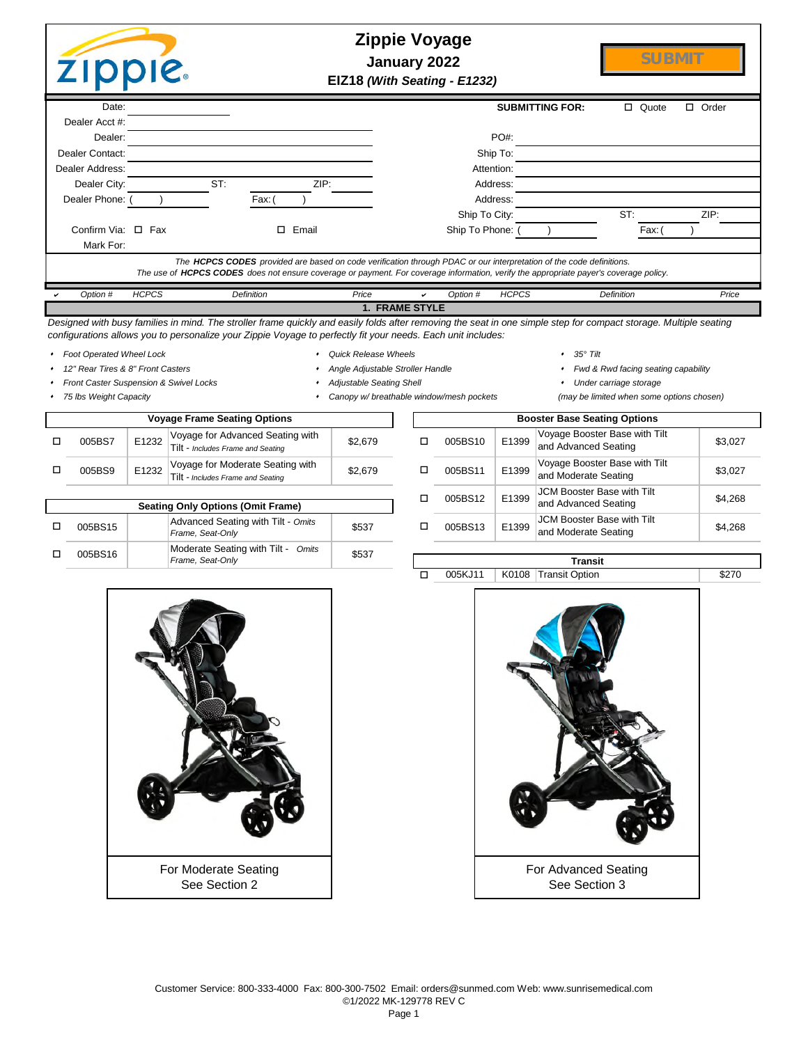# Zippie Voyage

**January 2022**

**EIZ18 *(With Seating - E1232)***

SUBMIT

| | | | |
|---|---|---|---|
| Date: | | **SUBMITTING FOR:** | ☐ Quote ☐ Order |
| Dealer Acct #: | | | |
| Dealer: | | PO#: | |
| Dealer Contact: | | Ship To: | |
| Dealer Address: | | Attention: | |
| Dealer City: | ST: ZIP: | Address: | |
| Dealer Phone: ( ) | Fax: ( ) | Address: | |
| | | Ship To City: | ST: ZIP: |
| Confirm Via: ☐ Fax | ☐ Email | Ship To Phone: ( ) | Fax: ( ) |
| Mark For: | | | |

*The **HCPCS CODES** provided are based on code verification through PDAC or our interpretation of the code definitions.*
*The use of **HCPCS CODES** does not ensure coverage or payment. For coverage information, verify the appropriate payer's coverage policy.*

## 1. FRAME STYLE

*Designed with busy families in mind. The stroller frame quickly and easily folds after removing the seat in one simple step for compact storage. Multiple seating configurations allows you to personalize your Zippie Voyage to perfectly fit your needs. Each unit includes:*

- *Foot Operated Wheel Lock*
- *12" Rear Tires & 8" Front Casters*
- *Front Caster Suspension & Swivel Locks*
- *75 lbs Weight Capacity*
- *Quick Release Wheels*
- *Angle Adjustable Stroller Handle*
- *Adjustable Seating Shell*
- *Canopy w/ breathable window/mesh pockets*
- *35° Tilt*
- *Fwd & Rwd facing seating capability*
- *Under carriage storage*

*(may be limited when some options chosen)*

**Voyage Frame Seating Options**

| ✔ | Option # | HCPCS | Definition | Price |
|---|---|---|---|---|
| ☐ | 005BS7 | E1232 | Voyage for Advanced Seating with Tilt - *Includes Frame and Seating* | $2,679 |
| ☐ | 005BS9 | E1232 | Voyage for Moderate Seating with Tilt - *Includes Frame and Seating* | $2,679 |

**Seating Only Options (Omit Frame)**

| ✔ | Option # | HCPCS | Definition | Price |
|---|---|---|---|---|
| ☐ | 005BS15 | | Advanced Seating with Tilt - *Omits Frame, Seat-Only* | $537 |
| ☐ | 005BS16 | | Moderate Seating with Tilt - *Omits Frame, Seat-Only* | $537 |

**Booster Base Seating Options**

| ✔ | Option # | HCPCS | Definition | Price |
|---|---|---|---|---|
| ☐ | 005BS10 | E1399 | Voyage Booster Base with Tilt and Advanced Seating | $3,027 |
| ☐ | 005BS11 | E1399 | Voyage Booster Base with Tilt and Moderate Seating | $3,027 |
| ☐ | 005BS12 | E1399 | JCM Booster Base with Tilt and Advanced Seating | $4,268 |
| ☐ | 005BS13 | E1399 | JCM Booster Base with Tilt and Moderate Seating | $4,268 |

**Transit**

| ✔ | Option # | HCPCS | Definition | Price |
|---|---|---|---|---|
| ☐ | 005KJ11 | K0108 | Transit Option | $270 |

For Moderate Seating
See Section 2

For Advanced Seating
See Section 3

Customer Service: 800-333-4000 Fax: 800-300-7502 Email: orders@sunmed.com Web: www.sunrisemedical.com
©1/2022 MK-129778 REV C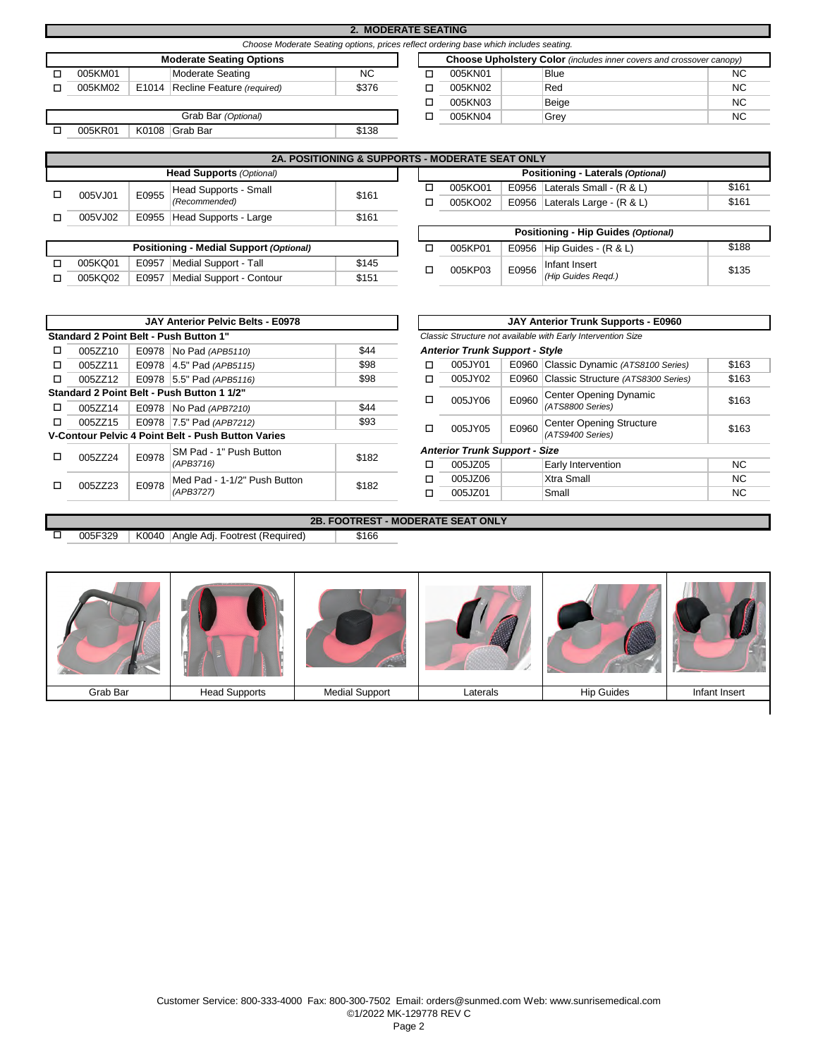## 2. MODERATE SEATING

*Choose Moderate Seating options, prices reflect ordering base which includes seating.*

| | Moderate Seating Options | | | |
|---|---|---|---|---|
| ☐ | 005KM01 | | Moderate Seating | NC |
| ☐ | 005KM02 | E1014 | Recline Feature *(required)* | $376 |

| | Grab Bar *(Optional)* | | | |
|---|---|---|---|---|
| ☐ | 005KR01 | K0108 | Grab Bar | $138 |

| | Choose Upholstery Color *(includes inner covers and crossover canopy)* | | | |
|---|---|---|---|---|
| ☐ | 005KN01 | | Blue | NC |
| ☐ | 005KN02 | | Red | NC |
| ☐ | 005KN03 | | Beige | NC |
| ☐ | 005KN04 | | Grey | NC |

## 2A. POSITIONING & SUPPORTS - MODERATE SEAT ONLY

| | Head Supports *(Optional)* | | | |
|---|---|---|---|---|
| ☐ | 005VJ01 | E0955 | Head Supports - Small *(Recommended)* | $161 |
| ☐ | 005VJ02 | E0955 | Head Supports - Large | $161 |

| | Positioning - Medial Support *(Optional)* | | | |
|---|---|---|---|---|
| ☐ | 005KQ01 | E0957 | Medial Support - Tall | $145 |
| ☐ | 005KQ02 | E0957 | Medial Support - Contour | $151 |

| | Positioning - Laterals *(Optional)* | | | |
|---|---|---|---|---|
| ☐ | 005KO01 | E0956 | Laterals Small - (R & L) | $161 |
| ☐ | 005KO02 | E0956 | Laterals Large - (R & L) | $161 |

| | Positioning - Hip Guides *(Optional)* | | | |
|---|---|---|---|---|
| ☐ | 005KP01 | E0956 | Hip Guides - (R & L) | $188 |
| ☐ | 005KP03 | E0956 | Infant Insert *(Hip Guides Reqd.)* | $135 |

| | JAY Anterior Pelvic Belts - E0978 | | | |
|---|---|---|---|---|
| | **Standard 2 Point Belt - Push Button 1"** | | | |
| ☐ | 005ZZ10 | E0978 | No Pad *(APB5110)* | $44 |
| ☐ | 005ZZ11 | E0978 | 4.5" Pad *(APB5115)* | $98 |
| ☐ | 005ZZ12 | E0978 | 5.5" Pad *(APB5116)* | $98 |
| | **Standard 2 Point Belt - Push Button 1 1/2"** | | | |
| ☐ | 005ZZ14 | E0978 | No Pad *(APB7210)* | $44 |
| ☐ | 005ZZ15 | E0978 | 7.5" Pad *(APB7212)* | $93 |
| | **V-Contour Pelvic 4 Point Belt - Push Button Varies** | | | |
| ☐ | 005ZZ24 | E0978 | SM Pad - 1" Push Button *(APB3716)* | $182 |
| ☐ | 005ZZ23 | E0978 | Med Pad - 1-1/2" Push Button *(APB3727)* | $182 |

| | JAY Anterior Trunk Supports - E0960 | | | |
|---|---|---|---|---|
| | *Classic Structure not available with Early Intervention Size* | | | |
| | ***Anterior Trunk Support - Style*** | | | |
| ☐ | 005JY01 | E0960 | Classic Dynamic *(ATS8100 Series)* | $163 |
| ☐ | 005JY02 | E0960 | Classic Structure *(ATS8300 Series)* | $163 |
| ☐ | 005JY06 | E0960 | Center Opening Dynamic *(ATS8800 Series)* | $163 |
| ☐ | 005JY05 | E0960 | Center Opening Structure *(ATS9400 Series)* | $163 |
| | ***Anterior Trunk Support - Size*** | | | |
| ☐ | 005JZ05 | | Early Intervention | NC |
| ☐ | 005JZ06 | | Xtra Small | NC |
| ☐ | 005JZ01 | | Small | NC |

## 2B. FOOTREST - MODERATE SEAT ONLY

| | | | | |
|---|---|---|---|---|
| ☐ | 005F329 | K0040 | Angle Adj. Footrest (Required) | $166 |

| Grab Bar | Head Supports | Medial Support | Laterals | Hip Guides | Infant Insert |
|---|---|---|---|---|---|

Customer Service: 800-333-4000 Fax: 800-300-7502 Email: orders@sunmed.com Web: www.sunrisemedical.com
©1/2022 MK-129778 REV C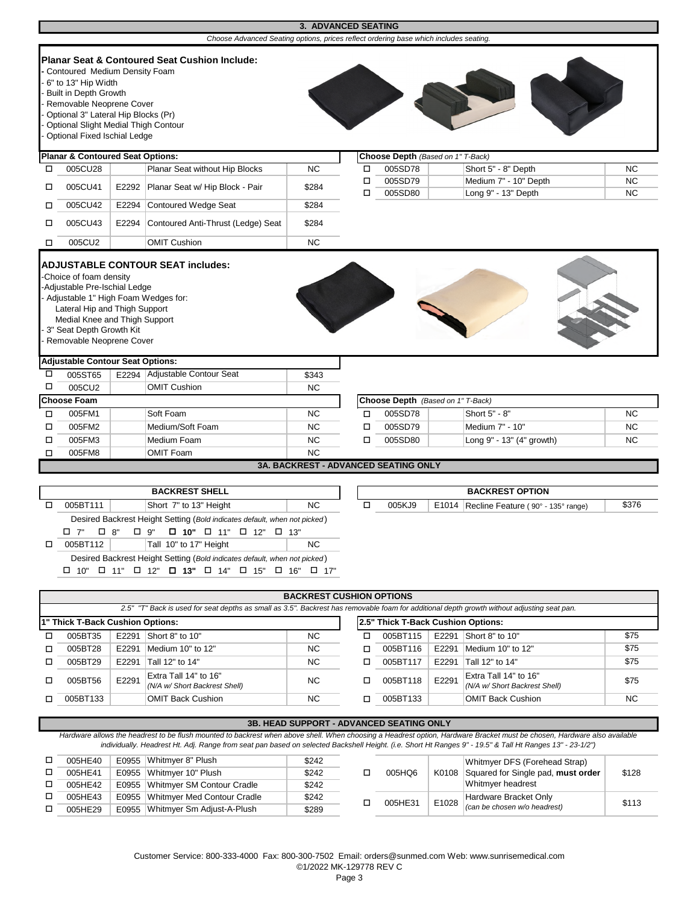## 3. ADVANCED SEATING

*Choose Advanced Seating options, prices reflect ordering base which includes seating.*

**Planar Seat & Contoured Seat Cushion Include:**
- Contoured Medium Density Foam
- 6" to 13" Hip Width
- Built in Depth Growth
- Removable Neoprene Cover
- Optional 3" Lateral Hip Blocks (Pr)
- Optional Slight Medial Thigh Contour
- Optional Fixed Ischial Ledge

**Planar & Contoured Seat Options:**

| | Code | HCPCS | Description | Price |
|---|---|---|---|---|
| ☐ | 005CU28 | | Planar Seat without Hip Blocks | NC |
| ☐ | 005CU41 | E2292 | Planar Seat w/ Hip Block - Pair | $284 |
| ☐ | 005CU42 | E2294 | Contoured Wedge Seat | $284 |
| ☐ | 005CU43 | E2294 | Contoured Anti-Thrust (Ledge) Seat | $284 |
| ☐ | 005CU2 | | OMIT Cushion | NC |

**Choose Depth** *(Based on 1" T-Back)*

| | Code | | Description | Price |
|---|---|---|---|---|
| ☐ | 005SD78 | | Short 5" - 8" Depth | NC |
| ☐ | 005SD79 | | Medium 7" - 10" Depth | NC |
| ☐ | 005SD80 | | Long 9" - 13" Depth | NC |

**ADJUSTABLE CONTOUR SEAT includes:**
- Choice of foam density
- Adjustable Pre-Ischial Ledge
- Adjustable 1" High Foam Wedges for:
  - Lateral Hip and Thigh Support
  - Medial Knee and Thigh Support
- 3" Seat Depth Growth Kit
- Removable Neoprene Cover

**Adjustable Contour Seat Options:**

| | Code | HCPCS | Description | Price |
|---|---|---|---|---|
| ☐ | 005ST65 | E2294 | Adjustable Contour Seat | $343 |
| ☐ | 005CU2 | | OMIT Cushion | NC |

**Choose Foam**

| | Code | | Description | Price |
|---|---|---|---|---|
| ☐ | 005FM1 | | Soft Foam | NC |
| ☐ | 005FM2 | | Medium/Soft Foam | NC |
| ☐ | 005FM3 | | Medium Foam | NC |
| ☐ | 005FM8 | | OMIT Foam | NC |

**Choose Depth** *(Based on 1" T-Back)*

| | Code | | Description | Price |
|---|---|---|---|---|
| ☐ | 005SD78 | | Short 5" - 8" | NC |
| ☐ | 005SD79 | | Medium 7" - 10" | NC |
| ☐ | 005SD80 | | Long 9" - 13" (4" growth) | NC |

## 3A. BACKREST - ADVANCED SEATING ONLY

**BACKREST SHELL**

| | Code | | Description | Price |
|---|---|---|---|---|
| ☐ | 005BT111 | | Short 7" to 13" Height | NC |
| | | | Desired Backrest Height Setting (*Bold indicates default, when not picked*)<br>☐ 7" ☐ 8" ☐ 9" ☐ **10"** ☐ 11" ☐ 12" ☐ 13" | |
| ☐ | 005BT112 | | Tall 10" to 17" Height | NC |
| | | | Desired Backrest Height Setting (*Bold indicates default, when not picked*)<br>☐ 10" ☐ 11" ☐ 12" ☐ **13"** ☐ 14" ☐ 15" ☐ 16" ☐ 17" | |

**BACKREST OPTION**

| | Code | HCPCS | Description | Price |
|---|---|---|---|---|
| ☐ | 005KJ9 | E1014 | Recline Feature ( 90° - 135° range) | $376 |

**BACKREST CUSHION OPTIONS**

*2.5" "T" Back is used for seat depths as small as 3.5". Backrest has removable foam for additional depth growth without adjusting seat pan.*

**1" Thick T-Back Cushion Options:**

| | Code | HCPCS | Description | Price |
|---|---|---|---|---|
| ☐ | 005BT35 | E2291 | Short 8" to 10" | NC |
| ☐ | 005BT28 | E2291 | Medium 10" to 12" | NC |
| ☐ | 005BT29 | E2291 | Tall 12" to 14" | NC |
| ☐ | 005BT56 | E2291 | Extra Tall 14" to 16" *(N/A w/ Short Backrest Shell)* | NC |
| ☐ | 005BT133 | | OMIT Back Cushion | NC |

**2.5" Thick T-Back Cushion Options:**

| | Code | HCPCS | Description | Price |
|---|---|---|---|---|
| ☐ | 005BT115 | E2291 | Short 8" to 10" | $75 |
| ☐ | 005BT116 | E2291 | Medium 10" to 12" | $75 |
| ☐ | 005BT117 | E2291 | Tall 12" to 14" | $75 |
| ☐ | 005BT118 | E2291 | Extra Tall 14" to 16" *(N/A w/ Short Backrest Shell)* | $75 |
| ☐ | 005BT133 | | OMIT Back Cushion | NC |

## 3B. HEAD SUPPORT - ADVANCED SEATING ONLY

*Hardware allows the headrest to be flush mounted to backrest when above shell. When choosing a Headrest option, Hardware Bracket must be chosen, Hardware also available individually. Headrest Ht. Adj. Range from seat pan based on selected Backshell Height. (i.e. Short Ht Ranges 9" - 19.5" & Tall Ht Ranges 13" - 23-1/2")*

| | Code | HCPCS | Description | Price |
|---|---|---|---|---|
| ☐ | 005HE40 | E0955 | Whitmyer 8" Plush | $242 |
| ☐ | 005HE41 | E0955 | Whitmyer 10" Plush | $242 |
| ☐ | 005HE42 | E0955 | Whitmyer SM Contour Cradle | $242 |
| ☐ | 005HE43 | E0955 | Whitmyer Med Contour Cradle | $242 |
| ☐ | 005HE29 | E0955 | Whitmyer Sm Adjust-A-Plush | $289 |

| | Code | HCPCS | Description | Price |
|---|---|---|---|---|
| ☐ | 005HQ6 | K0108 | Whitmyer DFS (Forehead Strap) Squared for Single pad, **must order** Whitmyer headrest | $128 |
| ☐ | 005HE31 | E1028 | Hardware Bracket Only *(can be chosen w/o headrest)* | $113 |

Customer Service: 800-333-4000 Fax: 800-300-7502 Email: orders@sunmed.com Web: www.sunrisemedical.com
©1/2022 MK-129778 REV C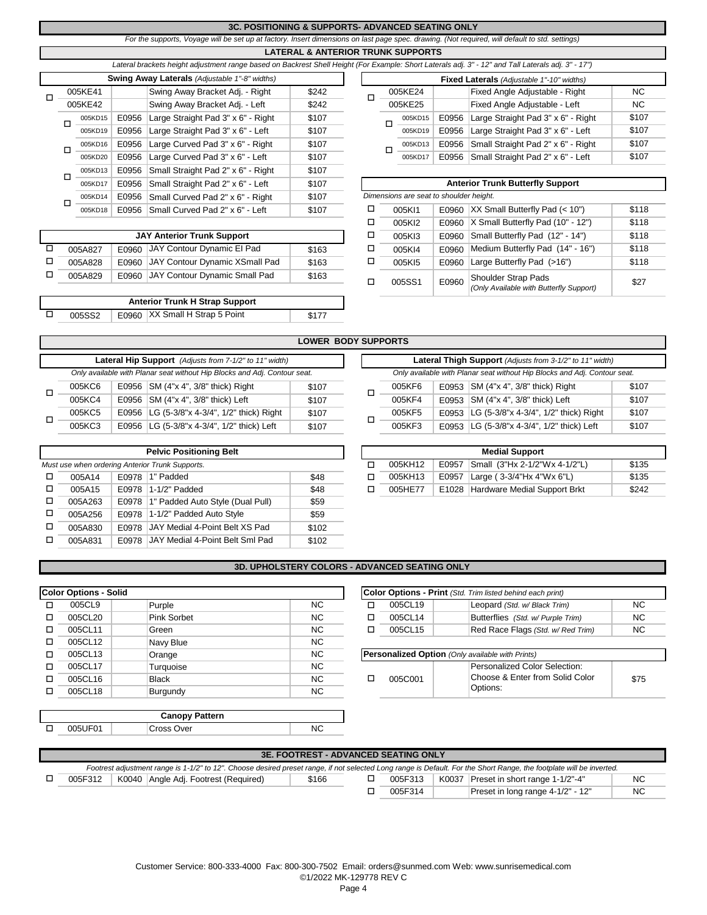## 3C. POSITIONING & SUPPORTS- ADVANCED SEATING ONLY

*For the supports, Voyage will be set up at factory. Insert dimensions on last page spec. drawing. (Not required, will default to std. settings)*

### LATERAL & ANTERIOR TRUNK SUPPORTS

*Lateral brackets height adjustment range based on Backrest Shell Height (For Example: Short Laterals adj. 3" - 12" and Tall Laterals adj. 3" - 17")*

| | Swing Away Laterals *(Adjustable 1"-8" widths)* | | | |
|---|---|---|---|---|
| ☐ | 005KE41 | | Swing Away Bracket Adj. - Right | $242 |
| | 005KE42 | | Swing Away Bracket Adj. - Left | $242 |
| ☐ | 005KD15 | E0956 | Large Straight Pad 3" x 6" - Right | $107 |
| | 005KD19 | E0956 | Large Straight Pad 3" x 6" - Left | $107 |
| ☐ | 005KD16 | E0956 | Large Curved Pad 3" x 6" - Right | $107 |
| | 005KD20 | E0956 | Large Curved Pad 3" x 6" - Left | $107 |
| ☐ | 005KD13 | E0956 | Small Straight Pad 2" x 6" - Right | $107 |
| | 005KD17 | E0956 | Small Straight Pad 2" x 6" - Left | $107 |
| ☐ | 005KD14 | E0956 | Small Curved Pad 2" x 6" - Right | $107 |
| | 005KD18 | E0956 | Small Curved Pad 2" x 6" - Left | $107 |

| | Fixed Laterals *(Adjustable 1"-10" widths)* | | | |
|---|---|---|---|---|
| ☐ | 005KE24 | | Fixed Angle Adjustable - Right | NC |
| | 005KE25 | | Fixed Angle Adjustable - Left | NC |
| ☐ | 005KD15 | E0956 | Large Straight Pad 3" x 6" - Right | $107 |
| | 005KD19 | E0956 | Large Straight Pad 3" x 6" - Left | $107 |
| ☐ | 005KD13 | E0956 | Small Straight Pad 2" x 6" - Right | $107 |
| | 005KD17 | E0956 | Small Straight Pad 2" x 6" - Left | $107 |

| | JAY Anterior Trunk Support | | | |
|---|---|---|---|---|
| ☐ | 005A827 | E0960 | JAY Contour Dynamic El Pad | $163 |
| ☐ | 005A828 | E0960 | JAY Contour Dynamic XSmall Pad | $163 |
| ☐ | 005A829 | E0960 | JAY Contour Dynamic Small Pad | $163 |

| | Anterior Trunk Butterfly Support | | | |
|---|---|---|---|---|
| | *Dimensions are seat to shoulder height.* | | | |
| ☐ | 005KI1 | E0960 | XX Small Butterfly Pad (< 10") | $118 |
| ☐ | 005KI2 | E0960 | X Small Butterfly Pad (10" - 12") | $118 |
| ☐ | 005KI3 | E0960 | Small Butterfly Pad (12" - 14") | $118 |
| ☐ | 005KI4 | E0960 | Medium Butterfly Pad (14" - 16") | $118 |
| ☐ | 005KI5 | E0960 | Large Butterfly Pad (>16") | $118 |
| ☐ | 005SS1 | E0960 | Shoulder Strap Pads *(Only Available with Butterfly Support)* | $27 |

| | Anterior Trunk H Strap Support | | | |
|---|---|---|---|---|
| ☐ | 005SS2 | E0960 | XX Small H Strap 5 Point | $177 |

### LOWER BODY SUPPORTS

| | Lateral Hip Support *(Adjusts from 7-1/2" to 11" width)* | | | |
|---|---|---|---|---|
| | *Only available with Planar seat without Hip Blocks and Adj. Contour seat.* | | | |
| ☐ | 005KC6 | E0956 | SM (4"x 4", 3/8" thick) Right | $107 |
| | 005KC4 | E0956 | SM (4"x 4", 3/8" thick) Left | $107 |
| ☐ | 005KC5 | E0956 | LG (5-3/8"x 4-3/4", 1/2" thick) Right | $107 |
| | 005KC3 | E0956 | LG (5-3/8"x 4-3/4", 1/2" thick) Left | $107 |

| | Lateral Thigh Support *(Adjusts from 3-1/2" to 11" width)* | | | |
|---|---|---|---|---|
| | *Only available with Planar seat without Hip Blocks and Adj. Contour seat.* | | | |
| ☐ | 005KF6 | E0953 | SM (4"x 4", 3/8" thick) Right | $107 |
| | 005KF4 | E0953 | SM (4"x 4", 3/8" thick) Left | $107 |
| ☐ | 005KF5 | E0953 | LG (5-3/8"x 4-3/4", 1/2" thick) Right | $107 |
| | 005KF3 | E0953 | LG (5-3/8"x 4-3/4", 1/2" thick) Left | $107 |

| | Pelvic Positioning Belt | | | |
|---|---|---|---|---|
| | *Must use when ordering Anterior Trunk Supports.* | | | |
| ☐ | 005A14 | E0978 | 1" Padded | $48 |
| ☐ | 005A15 | E0978 | 1-1/2" Padded | $48 |
| ☐ | 005A263 | E0978 | 1" Padded Auto Style (Dual Pull) | $59 |
| ☐ | 005A256 | E0978 | 1-1/2" Padded Auto Style | $59 |
| ☐ | 005A830 | E0978 | JAY Medial 4-Point Belt XS Pad | $102 |
| ☐ | 005A831 | E0978 | JAY Medial 4-Point Belt Sml Pad | $102 |

| | Medial Support | | | |
|---|---|---|---|---|
| ☐ | 005KH12 | E0957 | Small (3"Hx 2-1/2"Wx 4-1/2"L) | $135 |
| ☐ | 005KH13 | E0957 | Large ( 3-3/4"Hx 4"Wx 6"L) | $135 |
| ☐ | 005HE77 | E1028 | Hardware Medial Support Brkt | $242 |

## 3D. UPHOLSTERY COLORS - ADVANCED SEATING ONLY

| | Color Options - Solid | | | |
|---|---|---|---|---|
| ☐ | 005CL9 | | Purple | NC |
| ☐ | 005CL20 | | Pink Sorbet | NC |
| ☐ | 005CL11 | | Green | NC |
| ☐ | 005CL12 | | Navy Blue | NC |
| ☐ | 005CL13 | | Orange | NC |
| ☐ | 005CL17 | | Turquoise | NC |
| ☐ | 005CL16 | | Black | NC |
| ☐ | 005CL18 | | Burgundy | NC |

| | Color Options - Print *(Std. Trim listed behind each print)* | | | |
|---|---|---|---|---|
| ☐ | 005CL19 | | Leopard *(Std. w/ Black Trim)* | NC |
| ☐ | 005CL14 | | Butterflies *(Std. w/ Purple Trim)* | NC |
| ☐ | 005CL15 | | Red Race Flags *(Std. w/ Red Trim)* | NC |

| | Personalized Option *(Only available with Prints)* | | | |
|---|---|---|---|---|
| ☐ | 005C001 | | Personalized Color Selection: Choose & Enter from Solid Color Options: | $75 |

| | Canopy Pattern | | | |
|---|---|---|---|---|
| ☐ | 005UF01 | | Cross Over | NC |

## 3E. FOOTREST - ADVANCED SEATING ONLY

*Footrest adjustment range is 1-1/2" to 12". Choose desired preset range, if not selected Long range is Default. For the Short Range, the footplate will be inverted.*

| | | | | |
|---|---|---|---|---|
| ☐ | 005F312 | K0040 | Angle Adj. Footrest (Required) | $166 |

| | | | | |
|---|---|---|---|---|
| ☐ | 005F313 | K0037 | Preset in short range 1-1/2"-4" | NC |
| ☐ | 005F314 | | Preset in long range 4-1/2" - 12" | NC |

Customer Service: 800-333-4000 Fax: 800-300-7502 Email: orders@sunmed.com Web: www.sunrisemedical.com

©1/2022 MK-129778 REV C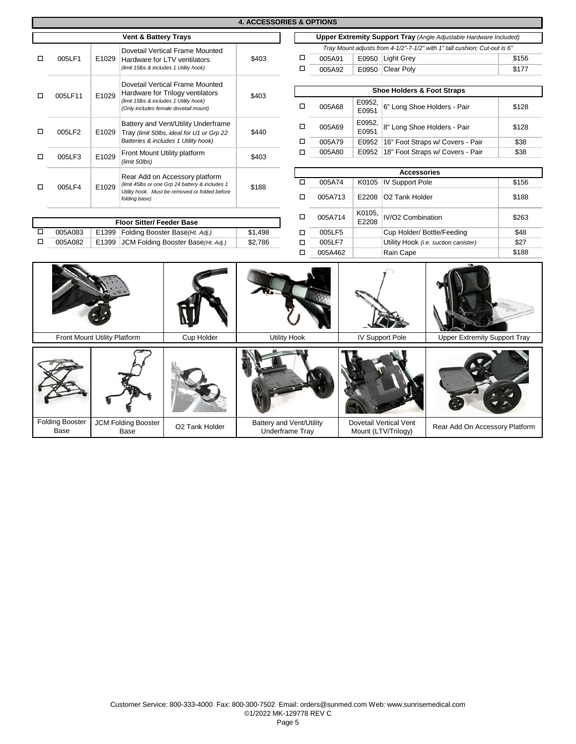## 4. ACCESSORIES & OPTIONS

### Vent & Battery Trays

| | Part # | HCPCS | Description | Price |
|---|---|---|---|---|
| ☐ | 005LF1 | E1029 | Dovetail Vertical Frame Mounted Hardware for LTV ventilators *(limit 15lbs & includes 1 Utility hook)* | $403 |
| ☐ | 005LF11 | E1029 | Dovetail Vertical Frame Mounted Hardware for Trilogy ventilators *(limit 15lbs & includes 1 Utility hook) (Only includes female dovetail mount)* | $403 |
| ☐ | 005LF2 | E1029 | Battery and Vent/Utility Underframe Tray *(limit 50lbs, ideal for U1 or Grp 22 Batteries & includes 1 Utility hook)* | $440 |
| ☐ | 005LF3 | E1029 | Front Mount Utility platform *(limit 50lbs)* | $403 |
| ☐ | 005LF4 | E1029 | Rear Add on Accessory platform *(limit 45lbs or one Grp 24 battery & includes 1 Utility hook. Must be removed or folded before folding base)* | $188 |

### Floor Sitter/ Feeder Base

| | Part # | HCPCS | Description | Price |
|---|---|---|---|---|
| ☐ | 005A083 | E1399 | Folding Booster Base *(Ht. Adj.)* | $1,498 |
| ☐ | 005A082 | E1399 | JCM Folding Booster Base *(Ht. Adj.)* | $2,786 |

### Upper Extremity Support Tray *(Angle Adjustable Hardware Included)*

*Tray Mount adjusts from 4-1/2"-7-1/2" with 1" tall cushion; Cut-out is 6"*

| | Part # | HCPCS | Description | Price |
|---|---|---|---|---|
| ☐ | 005A91 | E0950 | Light Grey | $156 |
| ☐ | 005A92 | E0950 | Clear Poly | $177 |

### Shoe Holders & Foot Straps

| | Part # | HCPCS | Description | Price |
|---|---|---|---|---|
| ☐ | 005A68 | E0952, E0951 | 6" Long Shoe Holders - Pair | $128 |
| ☐ | 005A69 | E0952, E0951 | 8" Long Shoe Holders - Pair | $128 |
| ☐ | 005A79 | E0952 | 16" Foot Straps w/ Covers - Pair | $38 |
| ☐ | 005A80 | E0952 | 18" Foot Straps w/ Covers - Pair | $38 |

### Accessories

| | Part # | HCPCS | Description | Price |
|---|---|---|---|---|
| ☐ | 005A74 | K0105 | IV Support Pole | $156 |
| ☐ | 005A713 | E2208 | O2 Tank Holder | $188 |
| ☐ | 005A714 | K0105, E2208 | IV/O2 Combination | $263 |
| ☐ | 005LF5 | | Cup Holder/ Bottle/Feeding | $48 |
| ☐ | 005LF7 | | Utility Hook *(i.e. suction canister)* | $27 |
| ☐ | 005A462 | | Rain Cape | $188 |

Front Mount Utility Platform | Cup Holder | Utility Hook | IV Support Pole | Upper Extremity Support Tray

Folding Booster Base | JCM Folding Booster Base | O2 Tank Holder | Battery and Vent/Utility Underframe Tray | Dovetail Vertical Vent Mount (LTV/Trilogy) | Rear Add On Accessory Platform

Customer Service: 800-333-4000 Fax: 800-300-7502 Email: orders@sunmed.com Web: www.sunrisemedical.com
©1/2022 MK-129778 REV C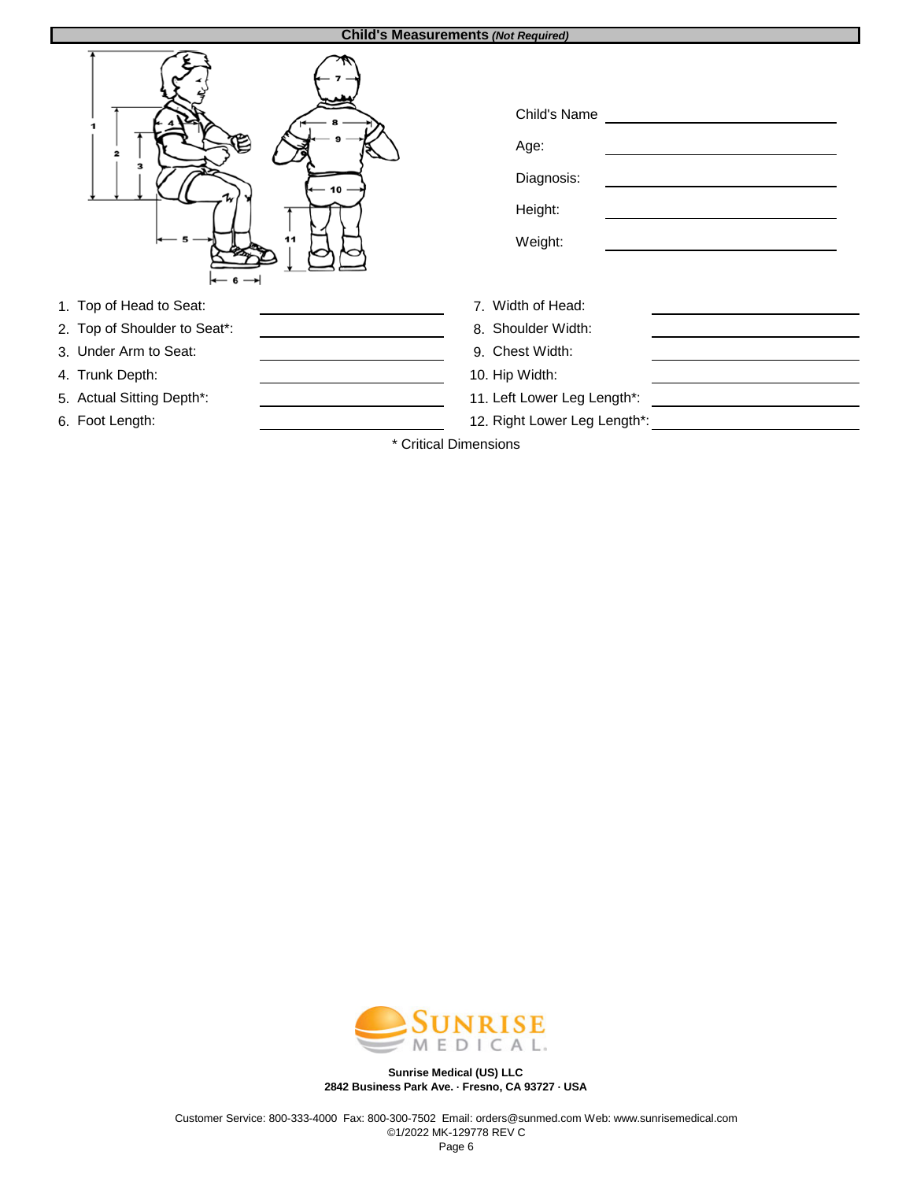## Child's Measurements *(Not Required)*

Child's Name \_\_\_\_\_\_\_\_\_\_\_\_\_\_\_\_

Age: \_\_\_\_\_\_\_\_\_\_\_\_\_\_\_\_

Diagnosis: \_\_\_\_\_\_\_\_\_\_\_\_\_\_\_\_

Height: \_\_\_\_\_\_\_\_\_\_\_\_\_\_\_\_

Weight: \_\_\_\_\_\_\_\_\_\_\_\_\_\_\_\_

| | | | |
|---|---|---|---|
| 1. Top of Head to Seat: | | 7. Width of Head: | |
| 2. Top of Shoulder to Seat*: | | 8. Shoulder Width: | |
| 3. Under Arm to Seat: | | 9. Chest Width: | |
| 4. Trunk Depth: | | 10. Hip Width: | |
| 5. Actual Sitting Depth*: | | 11. Left Lower Leg Length*: | |
| 6. Foot Length: | | 12. Right Lower Leg Length*: | |

\* Critical Dimensions

SUNRISE MEDICAL.

**Sunrise Medical (US) LLC**
**2842 Business Park Ave. · Fresno, CA 93727 · USA**

Customer Service: 800-333-4000 Fax: 800-300-7502 Email: orders@sunmed.com Web: www.sunrisemedical.com
©1/2022 MK-129778 REV C